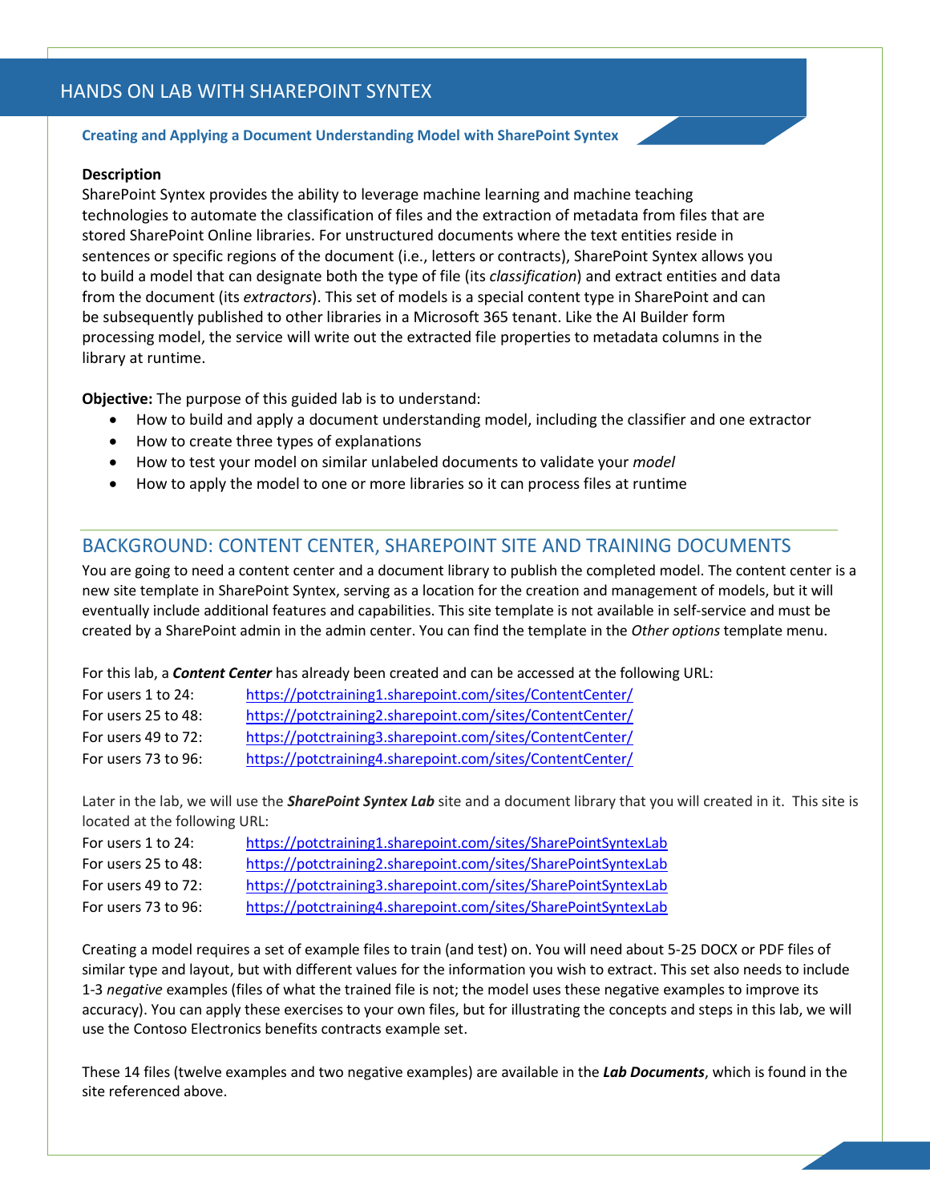# HANDS ON LAB WITH SHAREPOINT SYNTEX

**Creating and Applying a Document Understanding Model with SharePoint Syntex**

**Description**

SharePoint Syntex provides the ability to leverage machine learning and machine teaching technologies to automate the classification of files and the extraction of metadata from files that are stored SharePoint Online libraries. For unstructured documents where the text entities reside in sentences or specific regions of the document (i.e., letters or contracts), SharePoint Syntex allows you to build a model that can designate both the type of file (its *classification*) and extract entities and data from the document (its *extractors*). This set of models is a special content type in SharePoint and can be subsequently published to other libraries in a Microsoft 365 tenant. Like the AI Builder form processing model, the service will write out the extracted file properties to metadata columns in the library at runtime.

**Objective:** The purpose of this guided lab is to understand:

- How to build and apply a document understanding model, including the classifier and one extractor
- How to create three types of explanations
- How to test your model on similar unlabeled documents to validate your *model*
- How to apply the model to one or more libraries so it can process files at runtime

## BACKGROUND: CONTENT CENTER, SHAREPOINT SITE AND TRAINING DOCUMENTS

You are going to need a content center and a document library to publish the completed model. The content center is a new site template in SharePoint Syntex, serving as a location for the creation and management of models, but it will eventually include additional features and capabilities. This site template is not available in self-service and must be created by a SharePoint admin in the admin center. You can find the template in the *Other options* template menu.

For this lab, a ***Content Center*** has already been created and can be accessed at the following URL:

| | |
|---|---|
| For users 1 to 24: | https://potctraining1.sharepoint.com/sites/ContentCenter/ |
| For users 25 to 48: | https://potctraining2.sharepoint.com/sites/ContentCenter/ |
| For users 49 to 72: | https://potctraining3.sharepoint.com/sites/ContentCenter/ |
| For users 73 to 96: | https://potctraining4.sharepoint.com/sites/ContentCenter/ |

Later in the lab, we will use the ***SharePoint Syntex Lab*** site and a document library that you will created in it. This site is located at the following URL:

| | |
|---|---|
| For users 1 to 24: | https://potctraining1.sharepoint.com/sites/SharePointSyntexLab |
| For users 25 to 48: | https://potctraining2.sharepoint.com/sites/SharePointSyntexLab |
| For users 49 to 72: | https://potctraining3.sharepoint.com/sites/SharePointSyntexLab |
| For users 73 to 96: | https://potctraining4.sharepoint.com/sites/SharePointSyntexLab |

Creating a model requires a set of example files to train (and test) on. You will need about 5-25 DOCX or PDF files of similar type and layout, but with different values for the information you wish to extract. This set also needs to include 1-3 *negative* examples (files of what the trained file is not; the model uses these negative examples to improve its accuracy). You can apply these exercises to your own files, but for illustrating the concepts and steps in this lab, we will use the Contoso Electronics benefits contracts example set.

These 14 files (twelve examples and two negative examples) are available in the ***Lab Documents***, which is found in the site referenced above.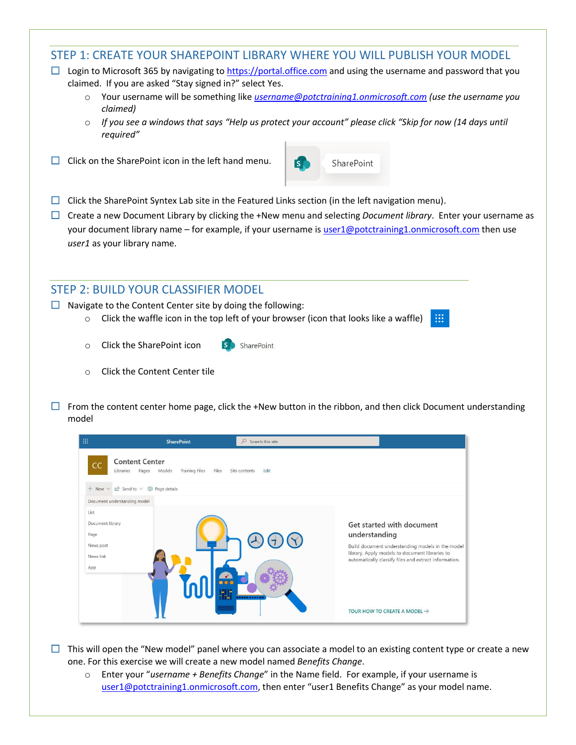## STEP 1: CREATE YOUR SHAREPOINT LIBRARY WHERE YOU WILL PUBLISH YOUR MODEL

- ☐ Login to Microsoft 365 by navigating to https://portal.office.com and using the username and password that you claimed. If you are asked "Stay signed in?" select Yes.
  - Your username will be something like *username@potctraining1.onmicrosoft.com (use the username you claimed)*
  - *If you see a windows that says "Help us protect your account" please click "Skip for now (14 days until required"*
- ☐ Click on the SharePoint icon in the left hand menu.
- ☐ Click the SharePoint Syntex Lab site in the Featured Links section (in the left navigation menu).
- ☐ Create a new Document Library by clicking the +New menu and selecting *Document library*. Enter your username as your document library name – for example, if your username is user1@potctraining1.onmicrosoft.com then use *user1* as your library name.

## STEP 2: BUILD YOUR CLASSIFIER MODEL

- ☐ Navigate to the Content Center site by doing the following:
  - Click the waffle icon in the top left of your browser (icon that looks like a waffle)
  - Click the SharePoint icon
  - Click the Content Center tile
- ☐ From the content center home page, click the +New button in the ribbon, and then click Document understanding model
- ☐ This will open the "New model" panel where you can associate a model to an existing content type or create a new one. For this exercise we will create a new model named *Benefits Change*.
  - Enter your "*username + Benefits Change*" in the Name field. For example, if your username is user1@potctraining1.onmicrosoft.com, then enter "user1 Benefits Change" as your model name.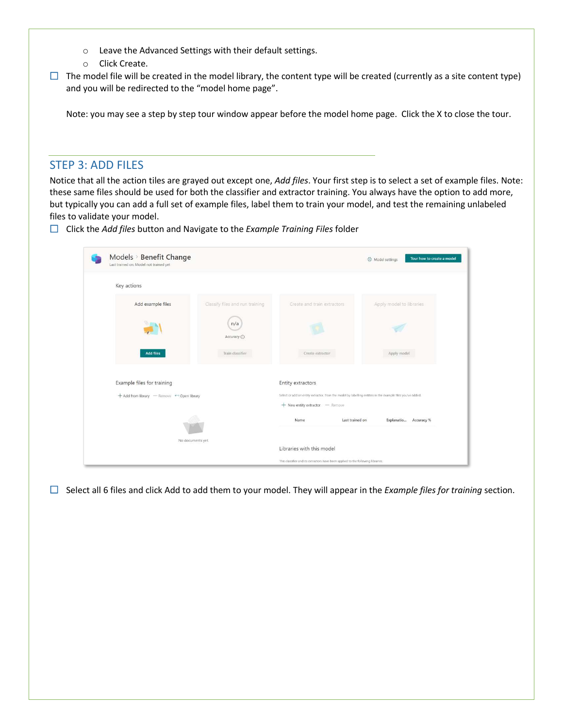- Leave the Advanced Settings with their default settings.
  - Click Create.

☐ The model file will be created in the model library, the content type will be created (currently as a site content type) and you will be redirected to the "model home page".

Note: you may see a step by step tour window appear before the model home page. Click the X to close the tour.

## STEP 3: ADD FILES

Notice that all the action tiles are grayed out except one, *Add files*. Your first step is to select a set of example files. Note: these same files should be used for both the classifier and extractor training. You always have the option to add more, but typically you can add a full set of example files, label them to train your model, and test the remaining unlabeled files to validate your model.

☐ Click the *Add files* button and Navigate to the *Example Training Files* folder

☐ Select all 6 files and click Add to add them to your model. They will appear in the *Example files for training* section.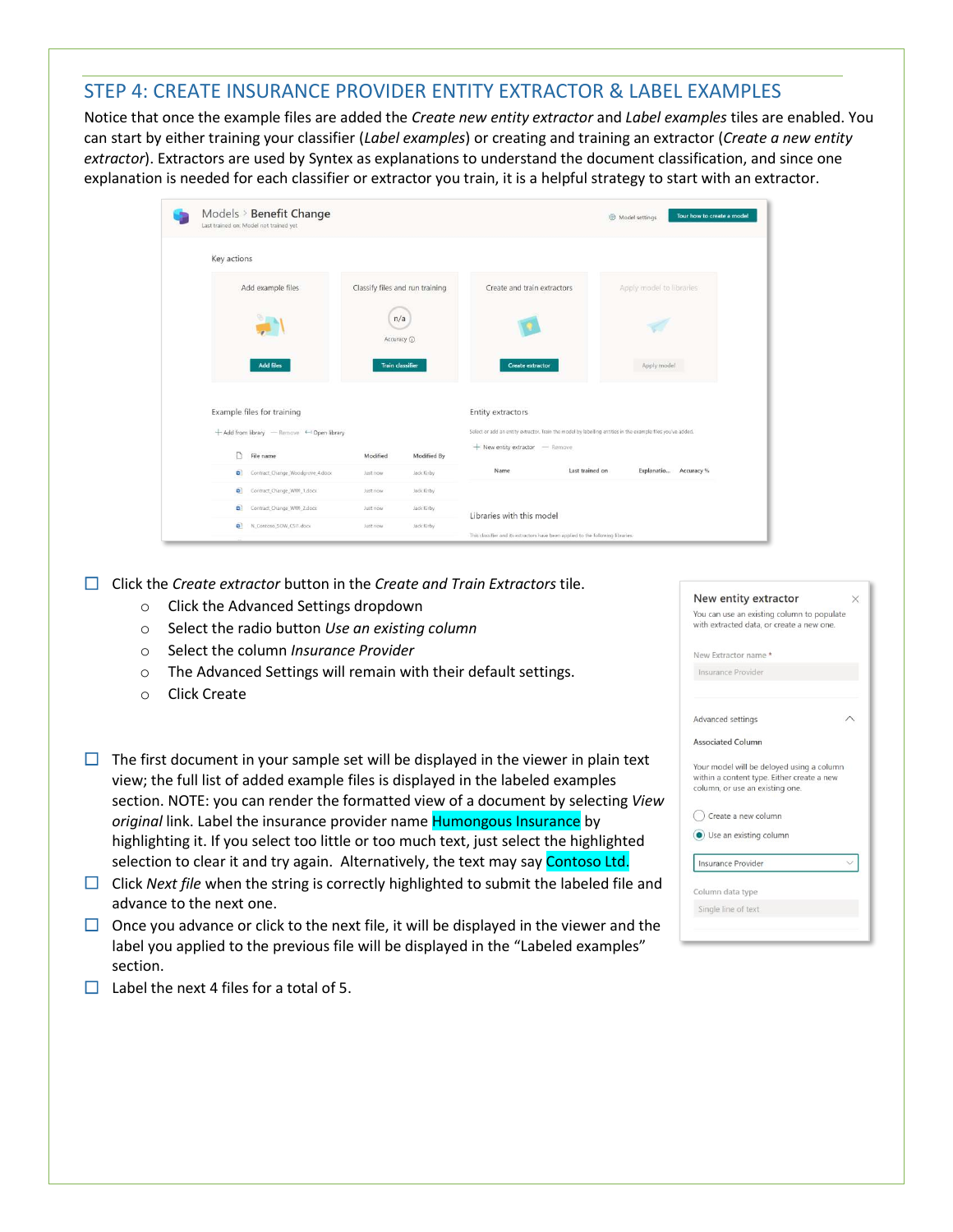## STEP 4: CREATE INSURANCE PROVIDER ENTITY EXTRACTOR & LABEL EXAMPLES

Notice that once the example files are added the *Create new entity extractor* and *Label examples* tiles are enabled. You can start by either training your classifier (*Label examples*) or creating and training an extractor (*Create a new entity extractor*). Extractors are used by Syntex as explanations to understand the document classification, and since one explanation is needed for each classifier or extractor you train, it is a helpful strategy to start with an extractor.

- ☐ Click the *Create extractor* button in the *Create and Train Extractors* tile.
  - Click the Advanced Settings dropdown
  - Select the radio button *Use an existing column*
  - Select the column *Insurance Provider*
  - The Advanced Settings will remain with their default settings.
  - Click Create
- ☐ The first document in your sample set will be displayed in the viewer in plain text view; the full list of added example files is displayed in the labeled examples section. NOTE: you can render the formatted view of a document by selecting *View original* link. Label the insurance provider name Humongous Insurance by highlighting it. If you select too little or too much text, just select the highlighted selection to clear it and try again. Alternatively, the text may say Contoso Ltd.
- ☐ Click *Next file* when the string is correctly highlighted to submit the labeled file and advance to the next one.
- ☐ Once you advance or click to the next file, it will be displayed in the viewer and the label you applied to the previous file will be displayed in the "Labeled examples" section.
- ☐ Label the next 4 files for a total of 5.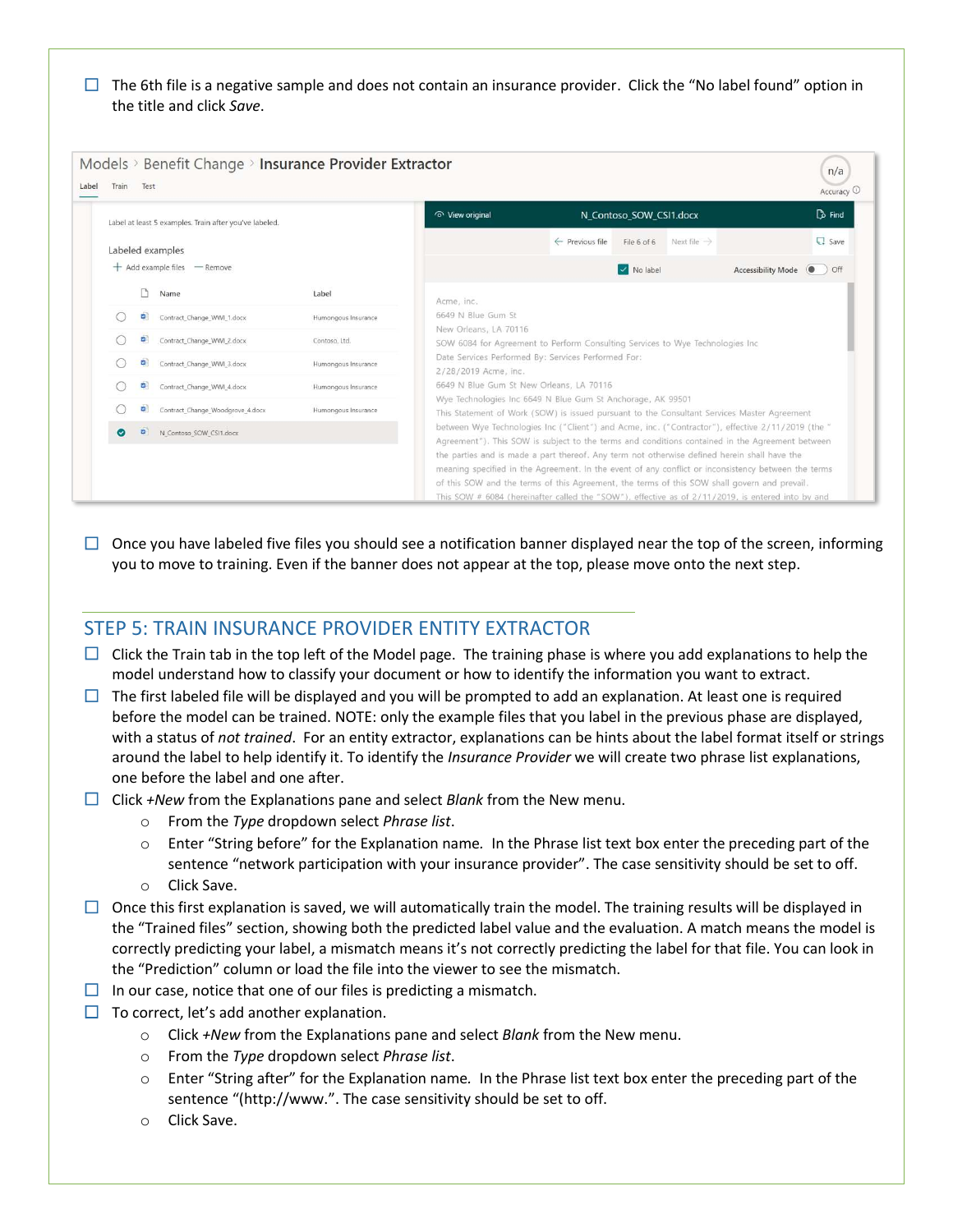- [ ] The 6th file is a negative sample and does not contain an insurance provider. Click the "No label found" option in the title and click *Save*.

- [ ] Once you have labeled five files you should see a notification banner displayed near the top of the screen, informing you to move to training. Even if the banner does not appear at the top, please move onto the next step.

## STEP 5: TRAIN INSURANCE PROVIDER ENTITY EXTRACTOR

- [ ] Click the Train tab in the top left of the Model page. The training phase is where you add explanations to help the model understand how to classify your document or how to identify the information you want to extract.
- [ ] The first labeled file will be displayed and you will be prompted to add an explanation. At least one is required before the model can be trained. NOTE: only the example files that you label in the previous phase are displayed, with a status of *not trained*. For an entity extractor, explanations can be hints about the label format itself or strings around the label to help identify it. To identify the *Insurance Provider* we will create two phrase list explanations, one before the label and one after.
- [ ] Click *+New* from the Explanations pane and select *Blank* from the New menu.
  - From the *Type* dropdown select *Phrase list*.
  - Enter "String before" for the Explanation name. In the Phrase list text box enter the preceding part of the sentence "network participation with your insurance provider". The case sensitivity should be set to off.
  - Click Save.
- [ ] Once this first explanation is saved, we will automatically train the model. The training results will be displayed in the "Trained files" section, showing both the predicted label value and the evaluation. A match means the model is correctly predicting your label, a mismatch means it's not correctly predicting the label for that file. You can look in the "Prediction" column or load the file into the viewer to see the mismatch.
- [ ] In our case, notice that one of our files is predicting a mismatch.
- [ ] To correct, let's add another explanation.
  - Click *+New* from the Explanations pane and select *Blank* from the New menu.
  - From the *Type* dropdown select *Phrase list*.
  - Enter "String after" for the Explanation name. In the Phrase list text box enter the preceding part of the sentence "(http://www.". The case sensitivity should be set to off.
  - Click Save.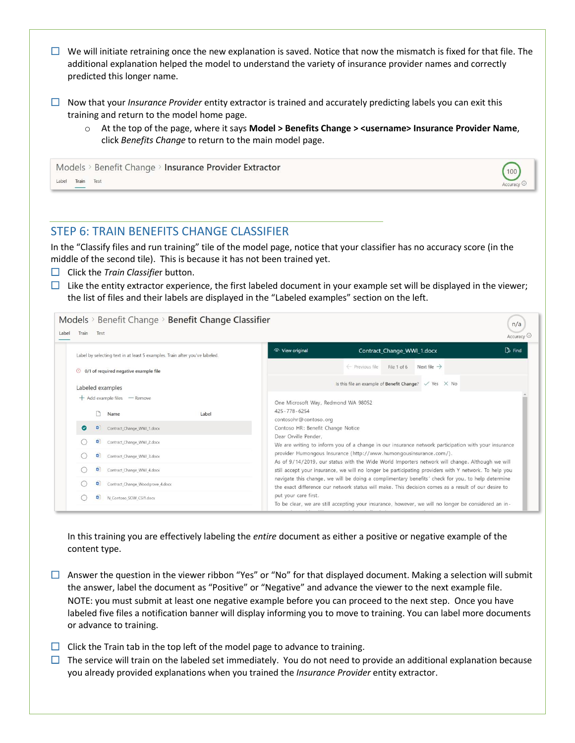- [ ] We will initiate retraining once the new explanation is saved. Notice that now the mismatch is fixed for that file. The additional explanation helped the model to understand the variety of insurance provider names and correctly predicted this longer name.

- [ ] Now that your *Insurance Provider* entity extractor is trained and accurately predicting labels you can exit this training and return to the model home page.
    - At the top of the page, where it says **Model > Benefits Change > <username> Insurance Provider Name**, click *Benefits Change* to return to the main model page.

## STEP 6: TRAIN BENEFITS CHANGE CLASSIFIER

In the "Classify files and run training" tile of the model page, notice that your classifier has no accuracy score (in the middle of the second tile). This is because it has not been trained yet.

- [ ] Click the *Train Classifier* button.
- [ ] Like the entity extractor experience, the first labeled document in your example set will be displayed in the viewer; the list of files and their labels are displayed in the "Labeled examples" section on the left.

In this training you are effectively labeling the *entire* document as either a positive or negative example of the content type.

- [ ] Answer the question in the viewer ribbon "Yes" or "No" for that displayed document. Making a selection will submit the answer, label the document as "Positive" or "Negative" and advance the viewer to the next example file. NOTE: you must submit at least one negative example before you can proceed to the next step. Once you have labeled five files a notification banner will display informing you to move to training. You can label more documents or advance to training.

- [ ] Click the Train tab in the top left of the model page to advance to training.
- [ ] The service will train on the labeled set immediately. You do not need to provide an additional explanation because you already provided explanations when you trained the *Insurance Provider* entity extractor.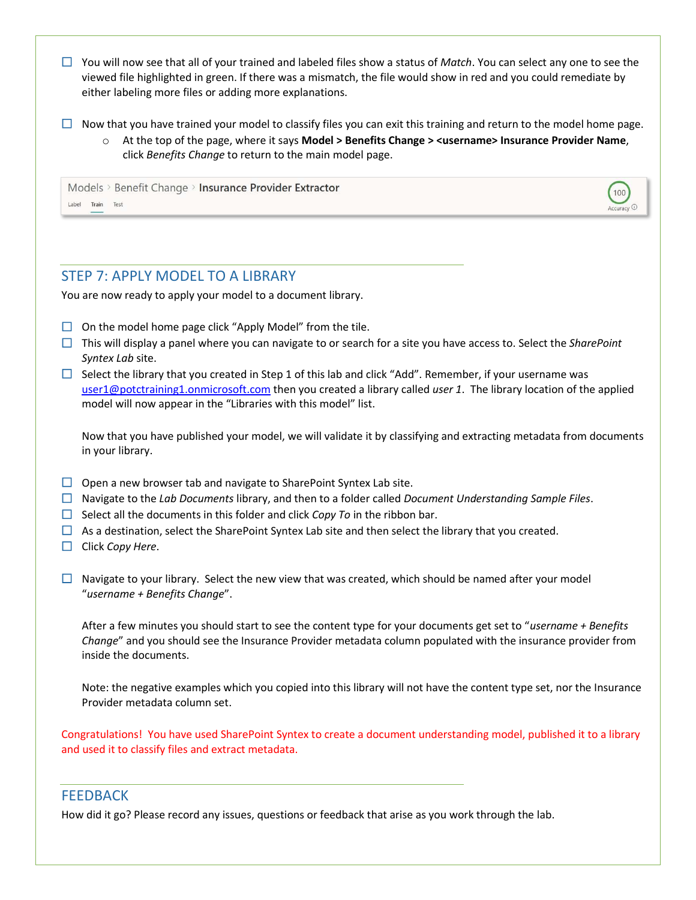- ☐ You will now see that all of your trained and labeled files show a status of *Match*. You can select any one to see the viewed file highlighted in green. If there was a mismatch, the file would show in red and you could remediate by either labeling more files or adding more explanations.

- ☐ Now that you have trained your model to classify files you can exit this training and return to the model home page.
  - At the top of the page, where it says **Model > Benefits Change > <username> Insurance Provider Name**, click *Benefits Change* to return to the main model page.

Models › Benefit Change › **Insurance Provider Extractor**

Label Train Test

100
Accuracy

## STEP 7: APPLY MODEL TO A LIBRARY

You are now ready to apply your model to a document library.

- ☐ On the model home page click "Apply Model" from the tile.
- ☐ This will display a panel where you can navigate to or search for a site you have access to. Select the *SharePoint Syntex Lab* site.
- ☐ Select the library that you created in Step 1 of this lab and click "Add". Remember, if your username was user1@potctraining1.onmicrosoft.com then you created a library called *user 1*. The library location of the applied model will now appear in the "Libraries with this model" list.

  Now that you have published your model, we will validate it by classifying and extracting metadata from documents in your library.

- ☐ Open a new browser tab and navigate to SharePoint Syntex Lab site.
- ☐ Navigate to the *Lab Documents* library, and then to a folder called *Document Understanding Sample Files*.
- ☐ Select all the documents in this folder and click *Copy To* in the ribbon bar.
- ☐ As a destination, select the SharePoint Syntex Lab site and then select the library that you created.
- ☐ Click *Copy Here*.

- ☐ Navigate to your library. Select the new view that was created, which should be named after your model "*username + Benefits Change*".

  After a few minutes you should start to see the content type for your documents get set to "*username + Benefits Change*" and you should see the Insurance Provider metadata column populated with the insurance provider from inside the documents.

  Note: the negative examples which you copied into this library will not have the content type set, nor the Insurance Provider metadata column set.

Congratulations! You have used SharePoint Syntex to create a document understanding model, published it to a library and used it to classify files and extract metadata.

## FEEDBACK

How did it go? Please record any issues, questions or feedback that arise as you work through the lab.